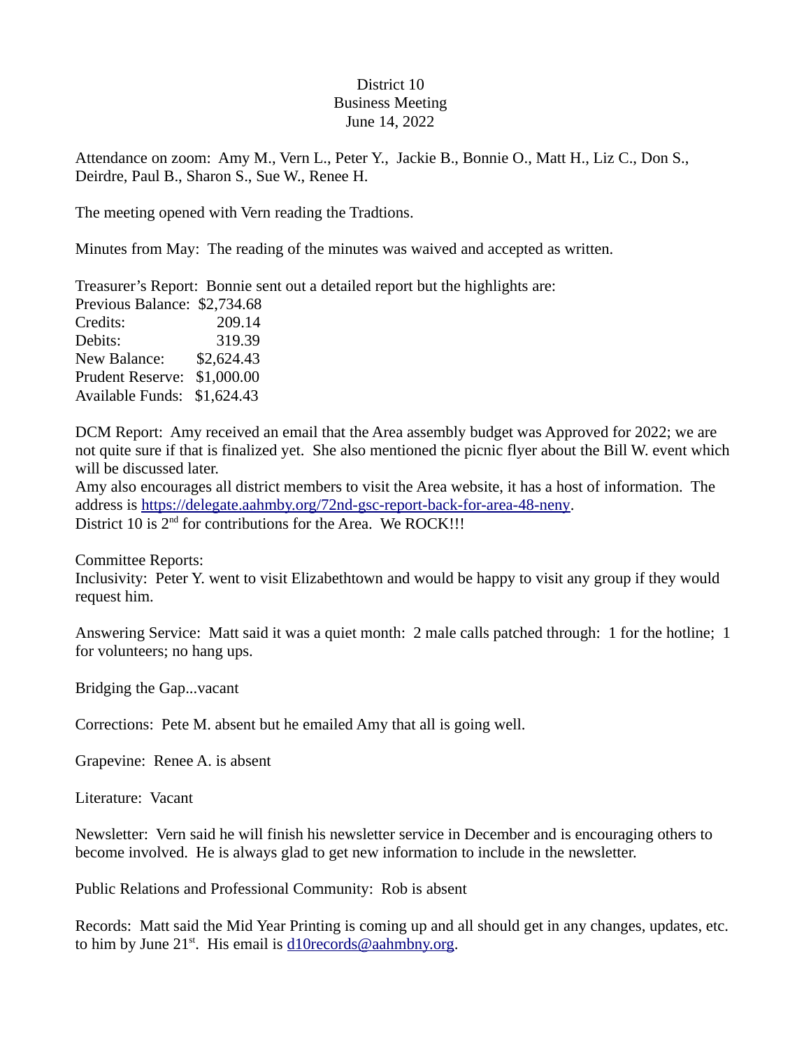District 10
Business Meeting
June 14, 2022

Attendance on zoom: Amy M., Vern L., Peter Y., Jackie B., Bonnie O., Matt H., Liz C., Don S., Deirdre, Paul B., Sharon S., Sue W., Renee H.

The meeting opened with Vern reading the Tradtions.

Minutes from May: The reading of the minutes was waived and accepted as written.

Treasurer's Report: Bonnie sent out a detailed report but the highlights are:

| | |
|---|---|
| Previous Balance: | $2,734.68 |
| Credits: | 209.14 |
| Debits: | 319.39 |
| New Balance: | $2,624.43 |
| Prudent Reserve: | $1,000.00 |
| Available Funds: | $1,624.43 |

DCM Report: Amy received an email that the Area assembly budget was Approved for 2022; we are not quite sure if that is finalized yet. She also mentioned the picnic flyer about the Bill W. event which will be discussed later.
Amy also encourages all district members to visit the Area website, it has a host of information. The address is https://delegate.aahmby.org/72nd-gsc-report-back-for-area-48-neny.
District 10 is 2nd for contributions for the Area. We ROCK!!!

Committee Reports:
Inclusivity: Peter Y. went to visit Elizabethtown and would be happy to visit any group if they would request him.

Answering Service: Matt said it was a quiet month: 2 male calls patched through: 1 for the hotline; 1 for volunteers; no hang ups.

Bridging the Gap...vacant

Corrections: Pete M. absent but he emailed Amy that all is going well.

Grapevine: Renee A. is absent

Literature: Vacant

Newsletter: Vern said he will finish his newsletter service in December and is encouraging others to become involved. He is always glad to get new information to include in the newsletter.

Public Relations and Professional Community: Rob is absent

Records: Matt said the Mid Year Printing is coming up and all should get in any changes, updates, etc. to him by June 21st. His email is d10records@aahmbny.org.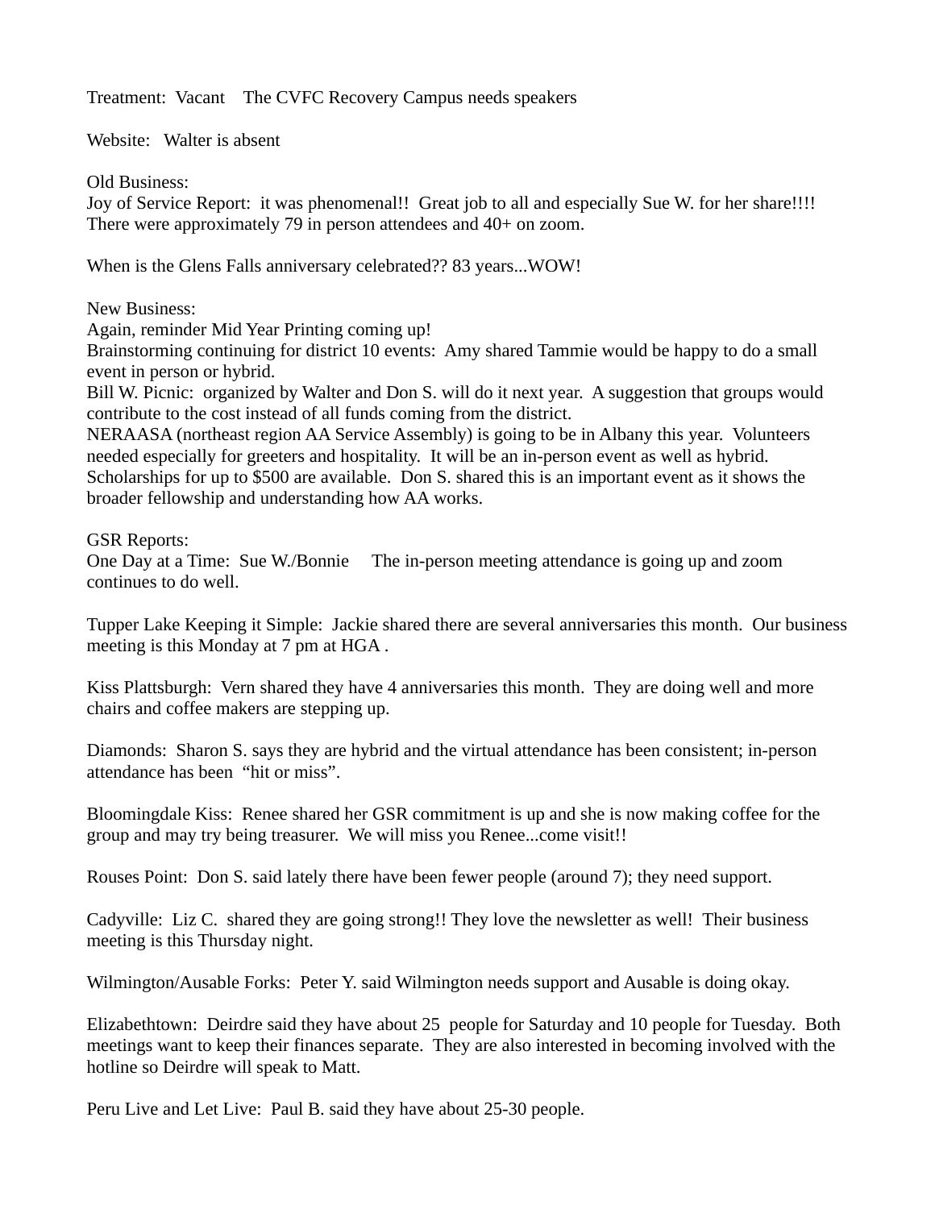Treatment: Vacant  The CVFC Recovery Campus needs speakers

Website: Walter is absent

Old Business:
Joy of Service Report: it was phenomenal!! Great job to all and especially Sue W. for her share!!!! There were approximately 79 in person attendees and 40+ on zoom.

When is the Glens Falls anniversary celebrated?? 83 years...WOW!

New Business:
Again, reminder Mid Year Printing coming up!
Brainstorming continuing for district 10 events: Amy shared Tammie would be happy to do a small event in person or hybrid.
Bill W. Picnic: organized by Walter and Don S. will do it next year. A suggestion that groups would contribute to the cost instead of all funds coming from the district.
NERAASA (northeast region AA Service Assembly) is going to be in Albany this year. Volunteers needed especially for greeters and hospitality. It will be an in-person event as well as hybrid. Scholarships for up to $500 are available. Don S. shared this is an important event as it shows the broader fellowship and understanding how AA works.

GSR Reports:
One Day at a Time: Sue W./Bonnie  The in-person meeting attendance is going up and zoom continues to do well.

Tupper Lake Keeping it Simple: Jackie shared there are several anniversaries this month. Our business meeting is this Monday at 7 pm at HGA .

Kiss Plattsburgh: Vern shared they have 4 anniversaries this month. They are doing well and more chairs and coffee makers are stepping up.

Diamonds: Sharon S. says they are hybrid and the virtual attendance has been consistent; in-person attendance has been "hit or miss".

Bloomingdale Kiss: Renee shared her GSR commitment is up and she is now making coffee for the group and may try being treasurer. We will miss you Renee...come visit!!

Rouses Point: Don S. said lately there have been fewer people (around 7); they need support.

Cadyville: Liz C. shared they are going strong!! They love the newsletter as well! Their business meeting is this Thursday night.

Wilmington/Ausable Forks: Peter Y. said Wilmington needs support and Ausable is doing okay.

Elizabethtown: Deirdre said they have about 25 people for Saturday and 10 people for Tuesday. Both meetings want to keep their finances separate. They are also interested in becoming involved with the hotline so Deirdre will speak to Matt.

Peru Live and Let Live: Paul B. said they have about 25-30 people.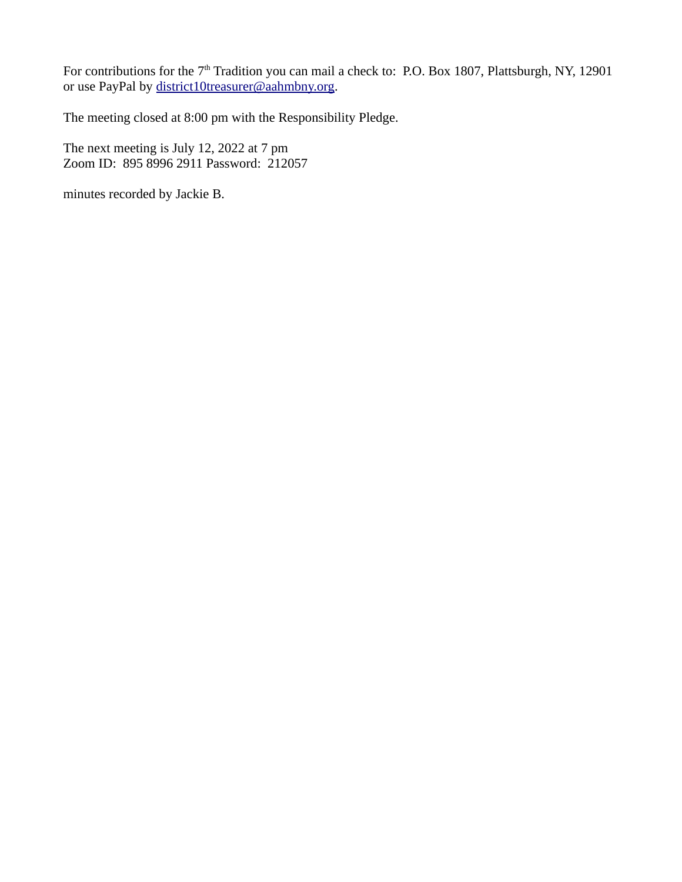For contributions for the 7th Tradition you can mail a check to: P.O. Box 1807, Plattsburgh, NY, 12901 or use PayPal by district10treasurer@aahmbny.org.

The meeting closed at 8:00 pm with the Responsibility Pledge.

The next meeting is July 12, 2022 at 7 pm
Zoom ID: 895 8996 2911 Password: 212057

minutes recorded by Jackie B.